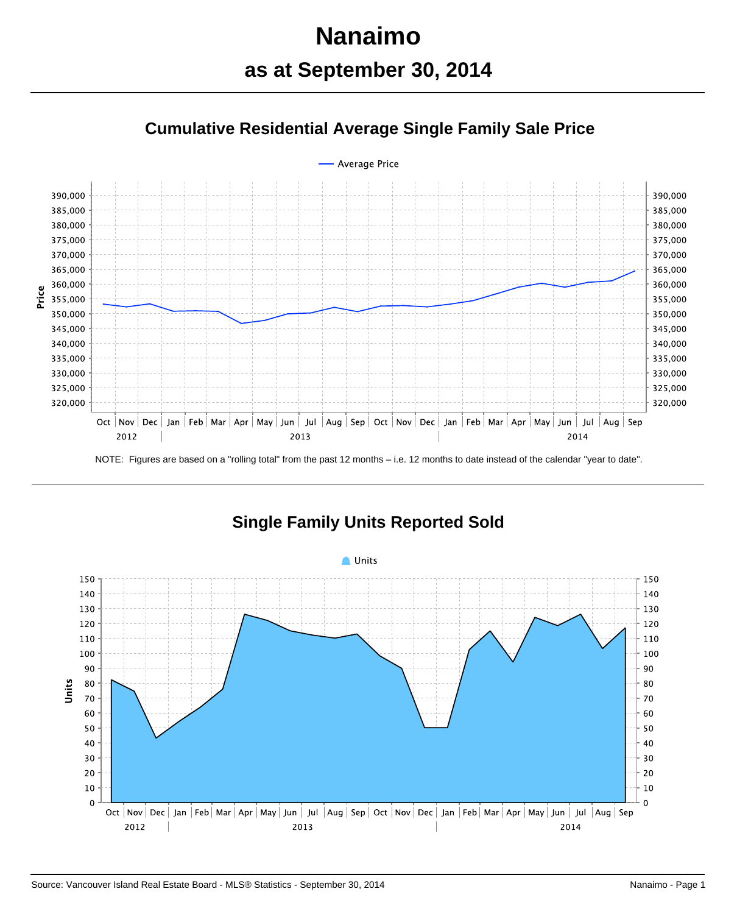# Nanaimo

## as at September 30, 2014

### Cumulative Residential Average Single Family Sale Price

NOTE: Figures are based on a "rolling total" from the past 12 months – i.e. 12 months to date instead of the calendar "year to date".

### Single Family Units Reported Sold

Source: Vancouver Island Real Estate Board - MLS® Statistics - September 30, 2014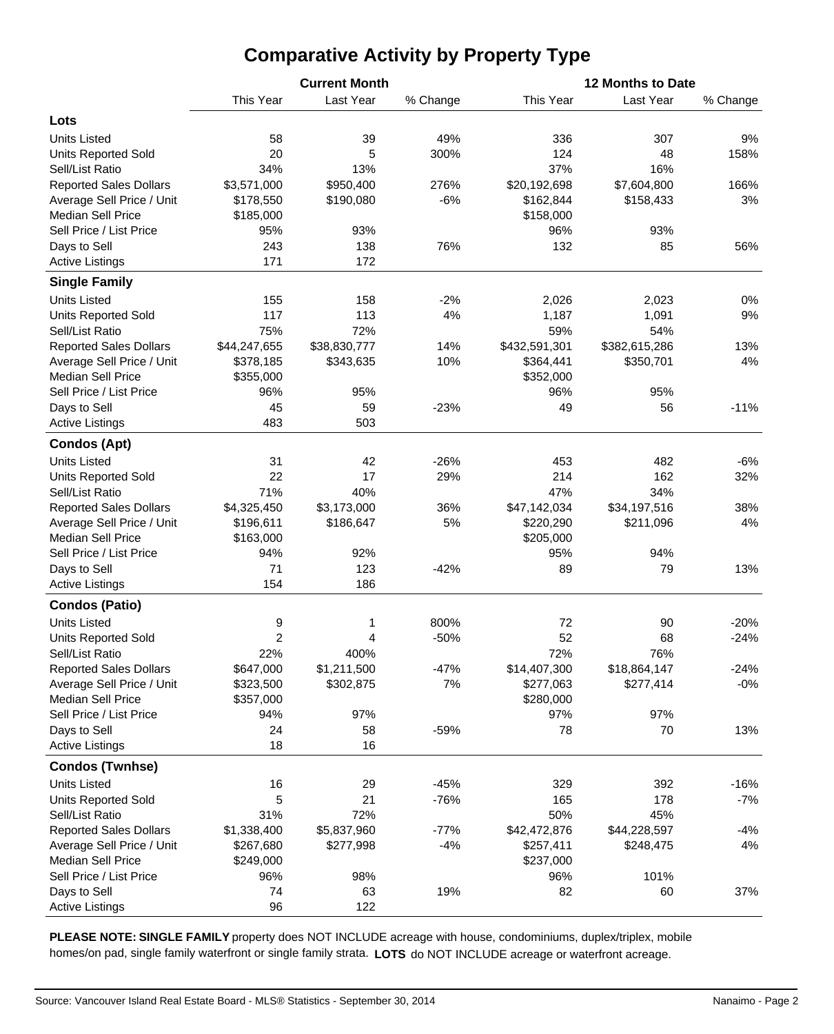# Comparative Activity by Property Type

| | Current Month | | | 12 Months to Date | | |
|---|---|---|---|---|---|---|
| | This Year | Last Year | % Change | This Year | Last Year | % Change |
| **Lots** | | | | | | |
| Units Listed | 58 | 39 | 49% | 336 | 307 | 9% |
| Units Reported Sold | 20 | 5 | 300% | 124 | 48 | 158% |
| Sell/List Ratio | 34% | 13% | | 37% | 16% | |
| Reported Sales Dollars | $3,571,000 | $950,400 | 276% | $20,192,698 | $7,604,800 | 166% |
| Average Sell Price / Unit | $178,550 | $190,080 | -6% | $162,844 | $158,433 | 3% |
| Median Sell Price | $185,000 | | | $158,000 | | |
| Sell Price / List Price | 95% | 93% | | 96% | 93% | |
| Days to Sell | 243 | 138 | 76% | 132 | 85 | 56% |
| Active Listings | 171 | 172 | | | | |
| **Single Family** | | | | | | |
| Units Listed | 155 | 158 | -2% | 2,026 | 2,023 | 0% |
| Units Reported Sold | 117 | 113 | 4% | 1,187 | 1,091 | 9% |
| Sell/List Ratio | 75% | 72% | | 59% | 54% | |
| Reported Sales Dollars | $44,247,655 | $38,830,777 | 14% | $432,591,301 | $382,615,286 | 13% |
| Average Sell Price / Unit | $378,185 | $343,635 | 10% | $364,441 | $350,701 | 4% |
| Median Sell Price | $355,000 | | | $352,000 | | |
| Sell Price / List Price | 96% | 95% | | 96% | 95% | |
| Days to Sell | 45 | 59 | -23% | 49 | 56 | -11% |
| Active Listings | 483 | 503 | | | | |
| **Condos (Apt)** | | | | | | |
| Units Listed | 31 | 42 | -26% | 453 | 482 | -6% |
| Units Reported Sold | 22 | 17 | 29% | 214 | 162 | 32% |
| Sell/List Ratio | 71% | 40% | | 47% | 34% | |
| Reported Sales Dollars | $4,325,450 | $3,173,000 | 36% | $47,142,034 | $34,197,516 | 38% |
| Average Sell Price / Unit | $196,611 | $186,647 | 5% | $220,290 | $211,096 | 4% |
| Median Sell Price | $163,000 | | | $205,000 | | |
| Sell Price / List Price | 94% | 92% | | 95% | 94% | |
| Days to Sell | 71 | 123 | -42% | 89 | 79 | 13% |
| Active Listings | 154 | 186 | | | | |
| **Condos (Patio)** | | | | | | |
| Units Listed | 9 | 1 | 800% | 72 | 90 | -20% |
| Units Reported Sold | 2 | 4 | -50% | 52 | 68 | -24% |
| Sell/List Ratio | 22% | 400% | | 72% | 76% | |
| Reported Sales Dollars | $647,000 | $1,211,500 | -47% | $14,407,300 | $18,864,147 | -24% |
| Average Sell Price / Unit | $323,500 | $302,875 | 7% | $277,063 | $277,414 | -0% |
| Median Sell Price | $357,000 | | | $280,000 | | |
| Sell Price / List Price | 94% | 97% | | 97% | 97% | |
| Days to Sell | 24 | 58 | -59% | 78 | 70 | 13% |
| Active Listings | 18 | 16 | | | | |
| **Condos (Twnhse)** | | | | | | |
| Units Listed | 16 | 29 | -45% | 329 | 392 | -16% |
| Units Reported Sold | 5 | 21 | -76% | 165 | 178 | -7% |
| Sell/List Ratio | 31% | 72% | | 50% | 45% | |
| Reported Sales Dollars | $1,338,400 | $5,837,960 | -77% | $42,472,876 | $44,228,597 | -4% |
| Average Sell Price / Unit | $267,680 | $277,998 | -4% | $257,411 | $248,475 | 4% |
| Median Sell Price | $249,000 | | | $237,000 | | |
| Sell Price / List Price | 96% | 98% | | 96% | 101% | |
| Days to Sell | 74 | 63 | 19% | 82 | 60 | 37% |
| Active Listings | 96 | 122 | | | | |

**PLEASE NOTE: SINGLE FAMILY** property does NOT INCLUDE acreage with house, condominiums, duplex/triplex, mobile homes/on pad, single family waterfront or single family strata. **LOTS** do NOT INCLUDE acreage or waterfront acreage.

Source: Vancouver Island Real Estate Board - MLS® Statistics - September 30, 2014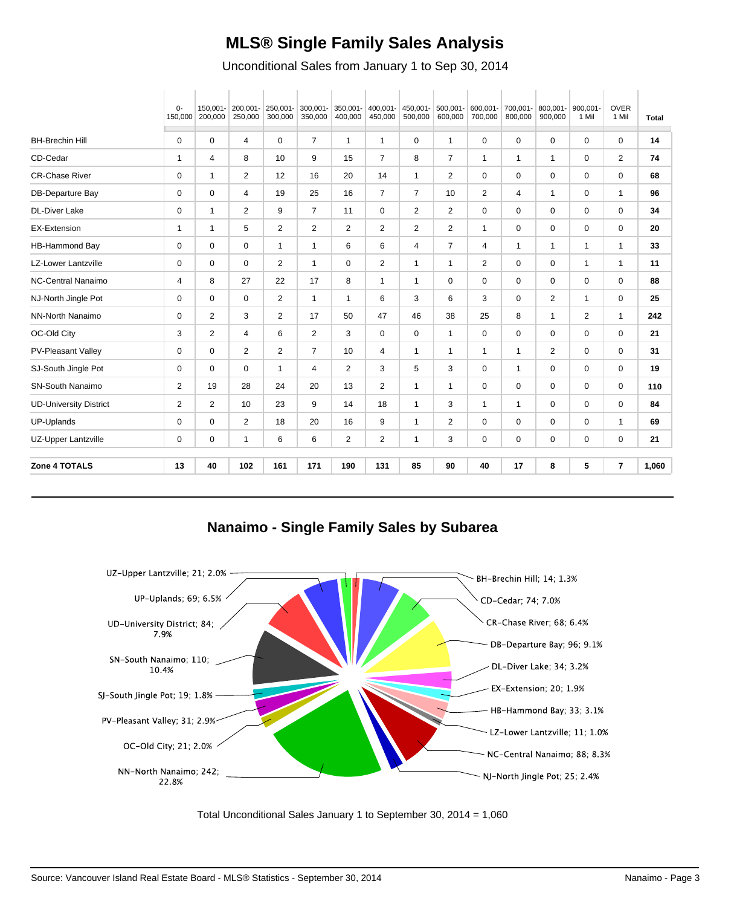# MLS® Single Family Sales Analysis

Unconditional Sales from January 1 to Sep 30, 2014

| | 0-150,000 | 150,001-200,000 | 200,001-250,000 | 250,001-300,000 | 300,001-350,000 | 350,001-400,000 | 400,001-450,000 | 450,001-500,000 | 500,001-600,000 | 600,001-700,000 | 700,001-800,000 | 800,001-900,000 | 900,001-1 Mil | OVER 1 Mil | Total |
|---|---|---|---|---|---|---|---|---|---|---|---|---|---|---|---|
| BH-Brechin Hill | 0 | 0 | 4 | 0 | 7 | 1 | 1 | 0 | 1 | 0 | 0 | 0 | 0 | 0 | **14** |
| CD-Cedar | 1 | 4 | 8 | 10 | 9 | 15 | 7 | 8 | 7 | 1 | 1 | 1 | 0 | 2 | **74** |
| CR-Chase River | 0 | 1 | 2 | 12 | 16 | 20 | 14 | 1 | 2 | 0 | 0 | 0 | 0 | 0 | **68** |
| DB-Departure Bay | 0 | 0 | 4 | 19 | 25 | 16 | 7 | 7 | 10 | 2 | 4 | 1 | 0 | 1 | **96** |
| DL-Diver Lake | 0 | 1 | 2 | 9 | 7 | 11 | 0 | 2 | 2 | 0 | 0 | 0 | 0 | 0 | **34** |
| EX-Extension | 1 | 1 | 5 | 2 | 2 | 2 | 2 | 2 | 2 | 1 | 0 | 0 | 0 | 0 | **20** |
| HB-Hammond Bay | 0 | 0 | 0 | 1 | 1 | 6 | 6 | 4 | 7 | 4 | 1 | 1 | 1 | 1 | **33** |
| LZ-Lower Lantzville | 0 | 0 | 0 | 2 | 1 | 0 | 2 | 1 | 1 | 2 | 0 | 0 | 1 | 1 | **11** |
| NC-Central Nanaimo | 4 | 8 | 27 | 22 | 17 | 8 | 1 | 1 | 0 | 0 | 0 | 0 | 0 | 0 | **88** |
| NJ-North Jingle Pot | 0 | 0 | 0 | 2 | 1 | 1 | 6 | 3 | 6 | 3 | 0 | 2 | 1 | 0 | **25** |
| NN-North Nanaimo | 0 | 2 | 3 | 2 | 17 | 50 | 47 | 46 | 38 | 25 | 8 | 1 | 2 | 1 | **242** |
| OC-Old City | 3 | 2 | 4 | 6 | 2 | 3 | 0 | 0 | 1 | 0 | 0 | 0 | 0 | 0 | **21** |
| PV-Pleasant Valley | 0 | 0 | 2 | 2 | 7 | 10 | 4 | 1 | 1 | 1 | 1 | 2 | 0 | 0 | **31** |
| SJ-South Jingle Pot | 0 | 0 | 0 | 1 | 4 | 2 | 3 | 5 | 3 | 0 | 1 | 0 | 0 | 0 | **19** |
| SN-South Nanaimo | 2 | 19 | 28 | 24 | 20 | 13 | 2 | 1 | 1 | 0 | 0 | 0 | 0 | 0 | **110** |
| UD-University District | 2 | 2 | 10 | 23 | 9 | 14 | 18 | 1 | 3 | 1 | 1 | 0 | 0 | 0 | **84** |
| UP-Uplands | 0 | 0 | 2 | 18 | 20 | 16 | 9 | 1 | 2 | 0 | 0 | 0 | 0 | 1 | **69** |
| UZ-Upper Lantzville | 0 | 0 | 1 | 6 | 6 | 2 | 2 | 1 | 3 | 0 | 0 | 0 | 0 | 0 | **21** |
| **Zone 4 TOTALS** | **13** | **40** | **102** | **161** | **171** | **190** | **131** | **85** | **90** | **40** | **17** | **8** | **5** | **7** | **1,060** |

## Nanaimo - Single Family Sales by Subarea

- BH-Brechin Hill; 14; 1.3%
- CD-Cedar; 74; 7.0%
- CR-Chase River; 68; 6.4%
- DB-Departure Bay; 96; 9.1%
- DL-Diver Lake; 34; 3.2%
- EX-Extension; 20; 1.9%
- HB-Hammond Bay; 33; 3.1%
- LZ-Lower Lantzville; 11; 1.0%
- NC-Central Nanaimo; 88; 8.3%
- NJ-North Jingle Pot; 25; 2.4%
- NN-North Nanaimo; 242; 22.8%
- OC-Old City; 21; 2.0%
- PV-Pleasant Valley; 31; 2.9%
- SJ-South Jingle Pot; 19; 1.8%
- SN-South Nanaimo; 110; 10.4%
- UD-University District; 84; 7.9%
- UP-Uplands; 69; 6.5%
- UZ-Upper Lantzville; 21; 2.0%

Total Unconditional Sales January 1 to September 30, 2014 = 1,060

Source: Vancouver Island Real Estate Board - MLS® Statistics - September 30, 2014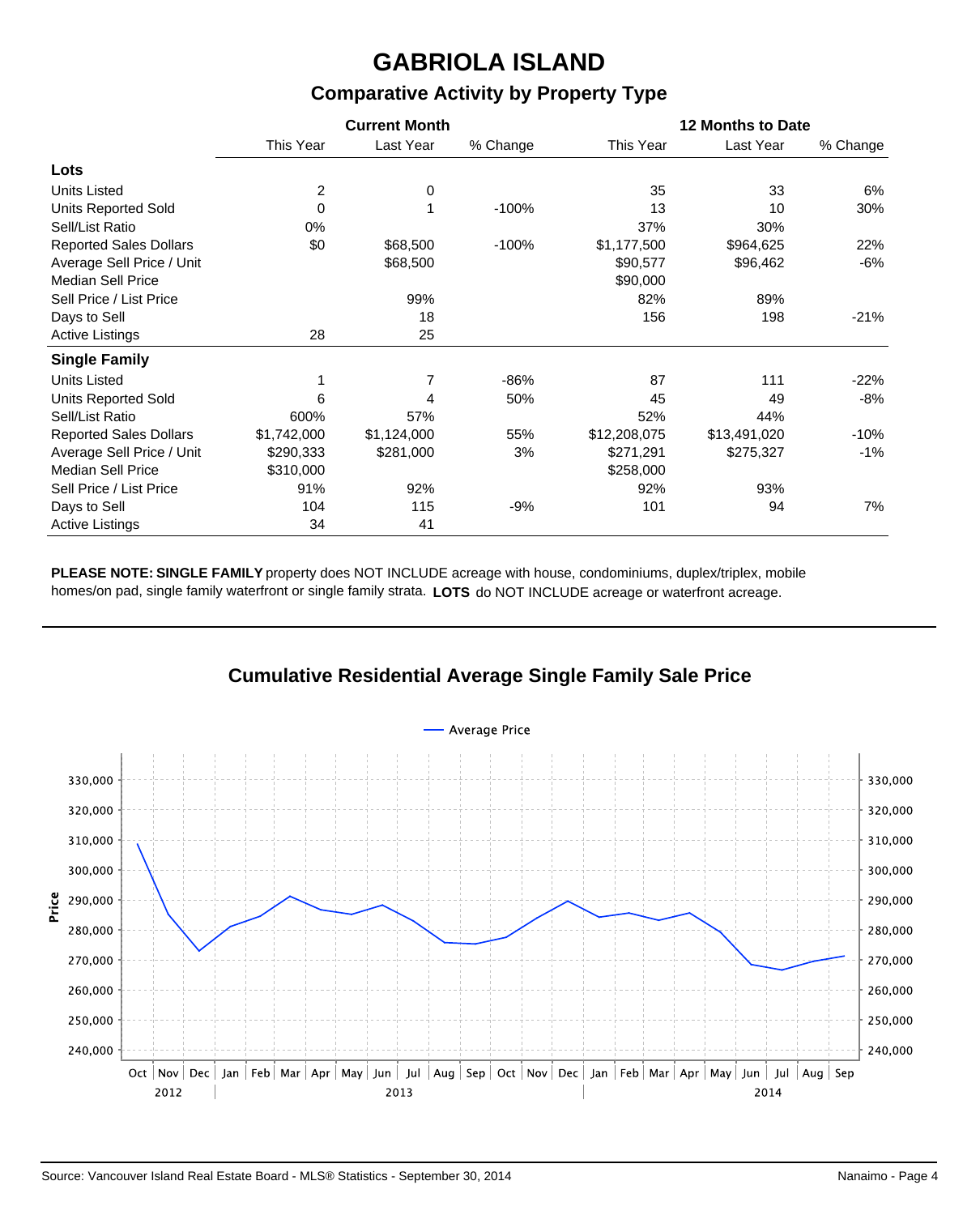# GABRIOLA ISLAND

## Comparative Activity by Property Type

| | Current Month | | | 12 Months to Date | | |
|---|---|---|---|---|---|---|
| | This Year | Last Year | % Change | This Year | Last Year | % Change |
| **Lots** | | | | | | |
| Units Listed | 2 | 0 | | 35 | 33 | 6% |
| Units Reported Sold | 0 | 1 | -100% | 13 | 10 | 30% |
| Sell/List Ratio | 0% | | | 37% | 30% | |
| Reported Sales Dollars | $0 | $68,500 | -100% | $1,177,500 | $964,625 | 22% |
| Average Sell Price / Unit | | $68,500 | | $90,577 | $96,462 | -6% |
| Median Sell Price | | | | $90,000 | | |
| Sell Price / List Price | | 99% | | 82% | 89% | |
| Days to Sell | | 18 | | 156 | 198 | -21% |
| Active Listings | 28 | 25 | | | | |
| **Single Family** | | | | | | |
| Units Listed | 1 | 7 | -86% | 87 | 111 | -22% |
| Units Reported Sold | 6 | 4 | 50% | 45 | 49 | -8% |
| Sell/List Ratio | 600% | 57% | | 52% | 44% | |
| Reported Sales Dollars | $1,742,000 | $1,124,000 | 55% | $12,208,075 | $13,491,020 | -10% |
| Average Sell Price / Unit | $290,333 | $281,000 | 3% | $271,291 | $275,327 | -1% |
| Median Sell Price | $310,000 | | | $258,000 | | |
| Sell Price / List Price | 91% | 92% | | 92% | 93% | |
| Days to Sell | 104 | 115 | -9% | 101 | 94 | 7% |
| Active Listings | 34 | 41 | | | | |

**PLEASE NOTE: SINGLE FAMILY** property does NOT INCLUDE acreage with house, condominiums, duplex/triplex, mobile homes/on pad, single family waterfront or single family strata. **LOTS** do NOT INCLUDE acreage or waterfront acreage.

## Cumulative Residential Average Single Family Sale Price

Source: Vancouver Island Real Estate Board - MLS® Statistics - September 30, 2014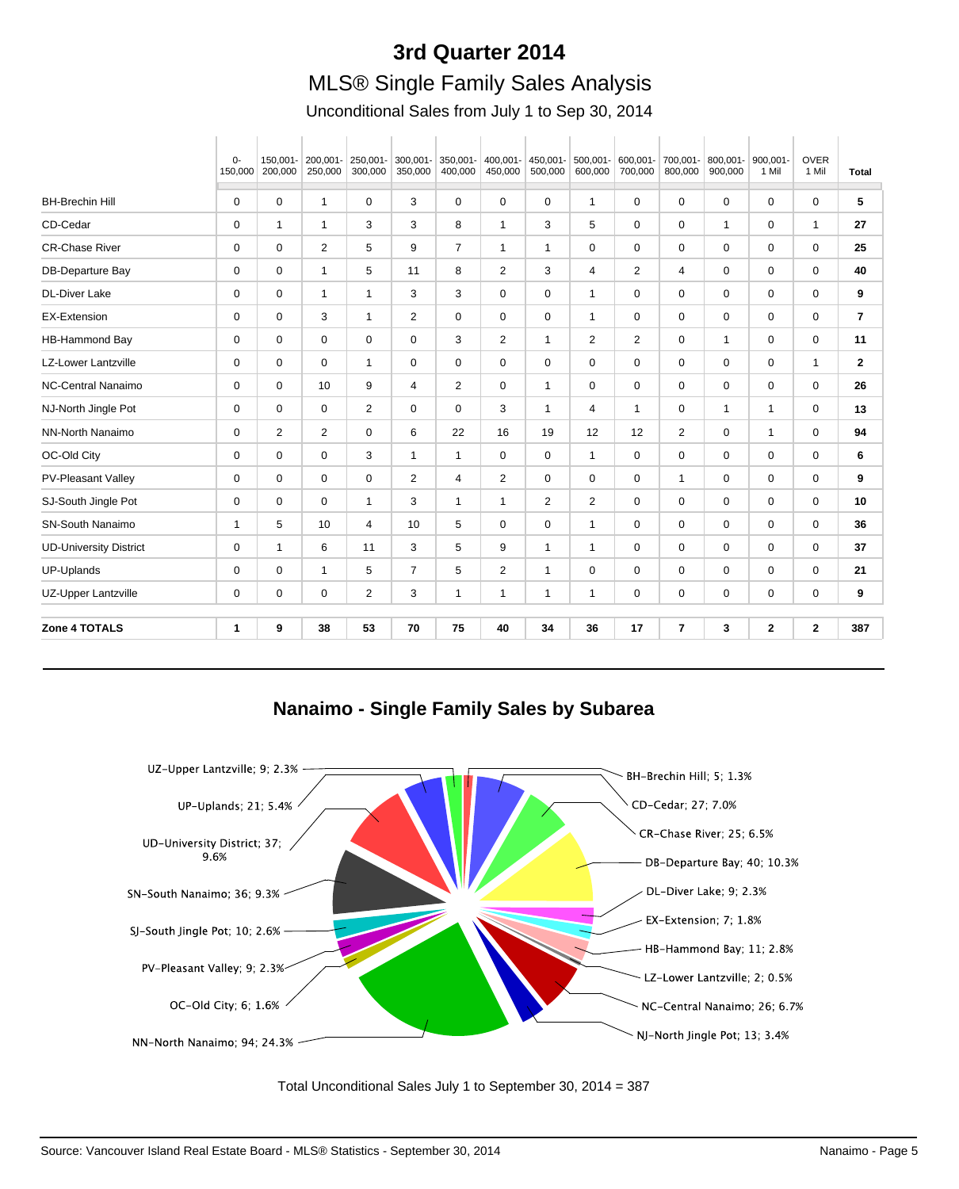# 3rd Quarter 2014

## MLS® Single Family Sales Analysis

### Unconditional Sales from July 1 to Sep 30, 2014

| | 0-150,000 | 150,001-200,000 | 200,001-250,000 | 250,001-300,000 | 300,001-350,000 | 350,001-400,000 | 400,001-450,000 | 450,001-500,000 | 500,001-600,000 | 600,001-700,000 | 700,001-800,000 | 800,001-900,000 | 900,001-1 Mil | OVER 1 Mil | Total |
|---|---|---|---|---|---|---|---|---|---|---|---|---|---|---|---|
| BH-Brechin Hill | 0 | 0 | 1 | 0 | 3 | 0 | 0 | 0 | 1 | 0 | 0 | 0 | 0 | 0 | **5** |
| CD-Cedar | 0 | 1 | 1 | 3 | 3 | 8 | 1 | 3 | 5 | 0 | 0 | 1 | 0 | 1 | **27** |
| CR-Chase River | 0 | 0 | 2 | 5 | 9 | 7 | 1 | 1 | 0 | 0 | 0 | 0 | 0 | 0 | **25** |
| DB-Departure Bay | 0 | 0 | 1 | 5 | 11 | 8 | 2 | 3 | 4 | 2 | 4 | 0 | 0 | 0 | **40** |
| DL-Diver Lake | 0 | 0 | 1 | 1 | 3 | 3 | 0 | 0 | 1 | 0 | 0 | 0 | 0 | 0 | **9** |
| EX-Extension | 0 | 0 | 3 | 1 | 2 | 0 | 0 | 0 | 1 | 0 | 0 | 0 | 0 | 0 | **7** |
| HB-Hammond Bay | 0 | 0 | 0 | 0 | 0 | 3 | 2 | 1 | 2 | 2 | 0 | 1 | 0 | 0 | **11** |
| LZ-Lower Lantzville | 0 | 0 | 0 | 1 | 0 | 0 | 0 | 0 | 0 | 0 | 0 | 0 | 0 | 1 | **2** |
| NC-Central Nanaimo | 0 | 0 | 10 | 9 | 4 | 2 | 0 | 1 | 0 | 0 | 0 | 0 | 0 | 0 | **26** |
| NJ-North Jingle Pot | 0 | 0 | 0 | 2 | 0 | 0 | 3 | 1 | 4 | 1 | 0 | 1 | 1 | 0 | **13** |
| NN-North Nanaimo | 0 | 2 | 2 | 0 | 6 | 22 | 16 | 19 | 12 | 12 | 2 | 0 | 1 | 0 | **94** |
| OC-Old City | 0 | 0 | 0 | 3 | 1 | 1 | 0 | 0 | 1 | 0 | 0 | 0 | 0 | 0 | **6** |
| PV-Pleasant Valley | 0 | 0 | 0 | 0 | 2 | 4 | 2 | 0 | 0 | 0 | 1 | 0 | 0 | 0 | **9** |
| SJ-South Jingle Pot | 0 | 0 | 0 | 1 | 3 | 1 | 1 | 2 | 2 | 0 | 0 | 0 | 0 | 0 | **10** |
| SN-South Nanaimo | 1 | 5 | 10 | 4 | 10 | 5 | 0 | 0 | 1 | 0 | 0 | 0 | 0 | 0 | **36** |
| UD-University District | 0 | 1 | 6 | 11 | 3 | 5 | 9 | 1 | 1 | 0 | 0 | 0 | 0 | 0 | **37** |
| UP-Uplands | 0 | 0 | 1 | 5 | 7 | 5 | 2 | 1 | 0 | 0 | 0 | 0 | 0 | 0 | **21** |
| UZ-Upper Lantzville | 0 | 0 | 0 | 2 | 3 | 1 | 1 | 1 | 1 | 0 | 0 | 0 | 0 | 0 | **9** |
| **Zone 4 TOTALS** | **1** | **9** | **38** | **53** | **70** | **75** | **40** | **34** | **36** | **17** | **7** | **3** | **2** | **2** | **387** |

## Nanaimo - Single Family Sales by Subarea

BH-Brechin Hill; 5; 1.3%
CD-Cedar; 27; 7.0%
CR-Chase River; 25; 6.5%
DB-Departure Bay; 40; 10.3%
DL-Diver Lake; 9; 2.3%
EX-Extension; 7; 1.8%
HB-Hammond Bay; 11; 2.8%
LZ-Lower Lantzville; 2; 0.5%
NC-Central Nanaimo; 26; 6.7%
NJ-North Jingle Pot; 13; 3.4%
NN-North Nanaimo; 94; 24.3%
OC-Old City; 6; 1.6%
PV-Pleasant Valley; 9; 2.3%
SJ-South Jingle Pot; 10; 2.6%
SN-South Nanaimo; 36; 9.3%
UD-University District; 37; 9.6%
UP-Uplands; 21; 5.4%
UZ-Upper Lantzville; 9; 2.3%

Total Unconditional Sales July 1 to September 30, 2014 = 387

Source: Vancouver Island Real Estate Board - MLS® Statistics - September 30, 2014